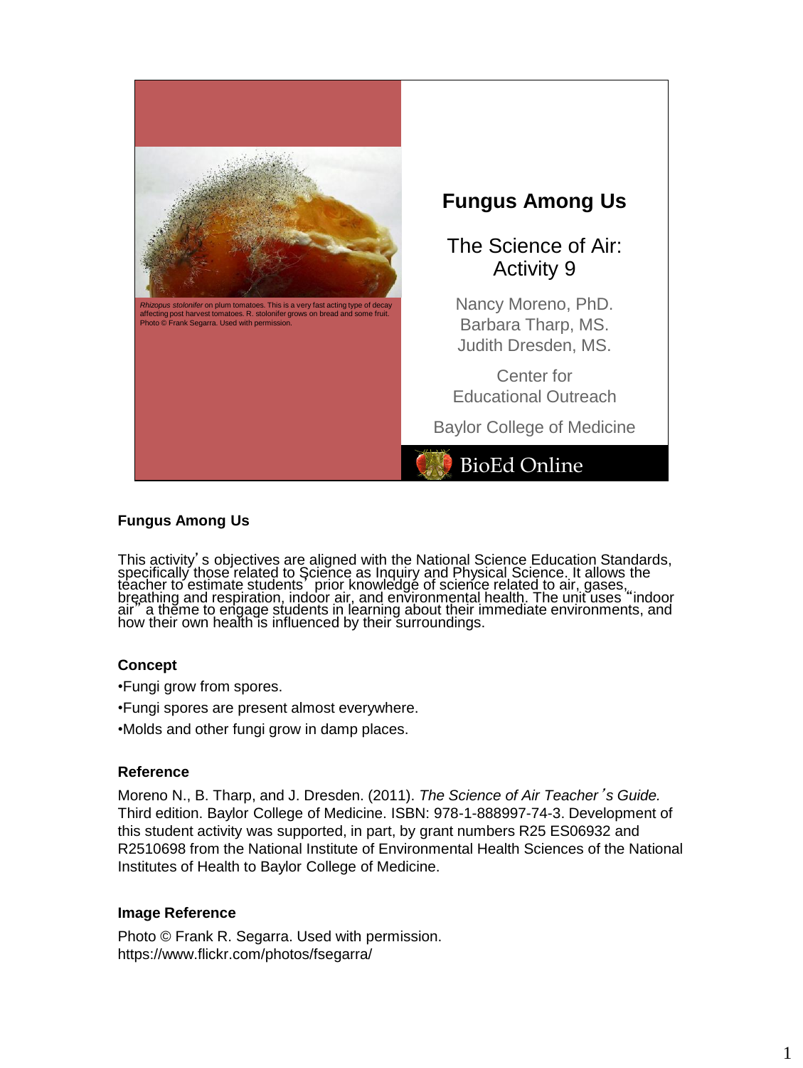*Rhizopus stolonifer* on plum tomatoes. This is a very fast acting type of decay affecting post harvest tomatoes. R. stolonifer grows on bread and some fruit. Photo © Frank Segarra. Used with permission.

# Fungus Among Us

## The Science of Air: Activity 9

Nancy Moreno, PhD.
Barbara Tharp, MS.
Judith Dresden, MS.

Center for Educational Outreach

Baylor College of Medicine

BioEd Online

### Fungus Among Us

This activity's objectives are aligned with the National Science Education Standards, specifically those related to Science as Inquiry and Physical Science. It allows the teacher to estimate students' prior knowledge of science related to air, gases, breathing and respiration, indoor air, and environmental health. The unit uses "indoor air" a theme to engage students in learning about their immediate environments, and how their own health is influenced by their surroundings.

### Concept

- Fungi grow from spores.
- Fungi spores are present almost everywhere.
- Molds and other fungi grow in damp places.

### Reference

Moreno N., B. Tharp, and J. Dresden. (2011). *The Science of Air Teacher's Guide.* Third edition. Baylor College of Medicine. ISBN: 978-1-888997-74-3. Development of this student activity was supported, in part, by grant numbers R25 ES06932 and R2510698 from the National Institute of Environmental Health Sciences of the National Institutes of Health to Baylor College of Medicine.

### Image Reference

Photo © Frank R. Segarra. Used with permission.
https://www.flickr.com/photos/fsegarra/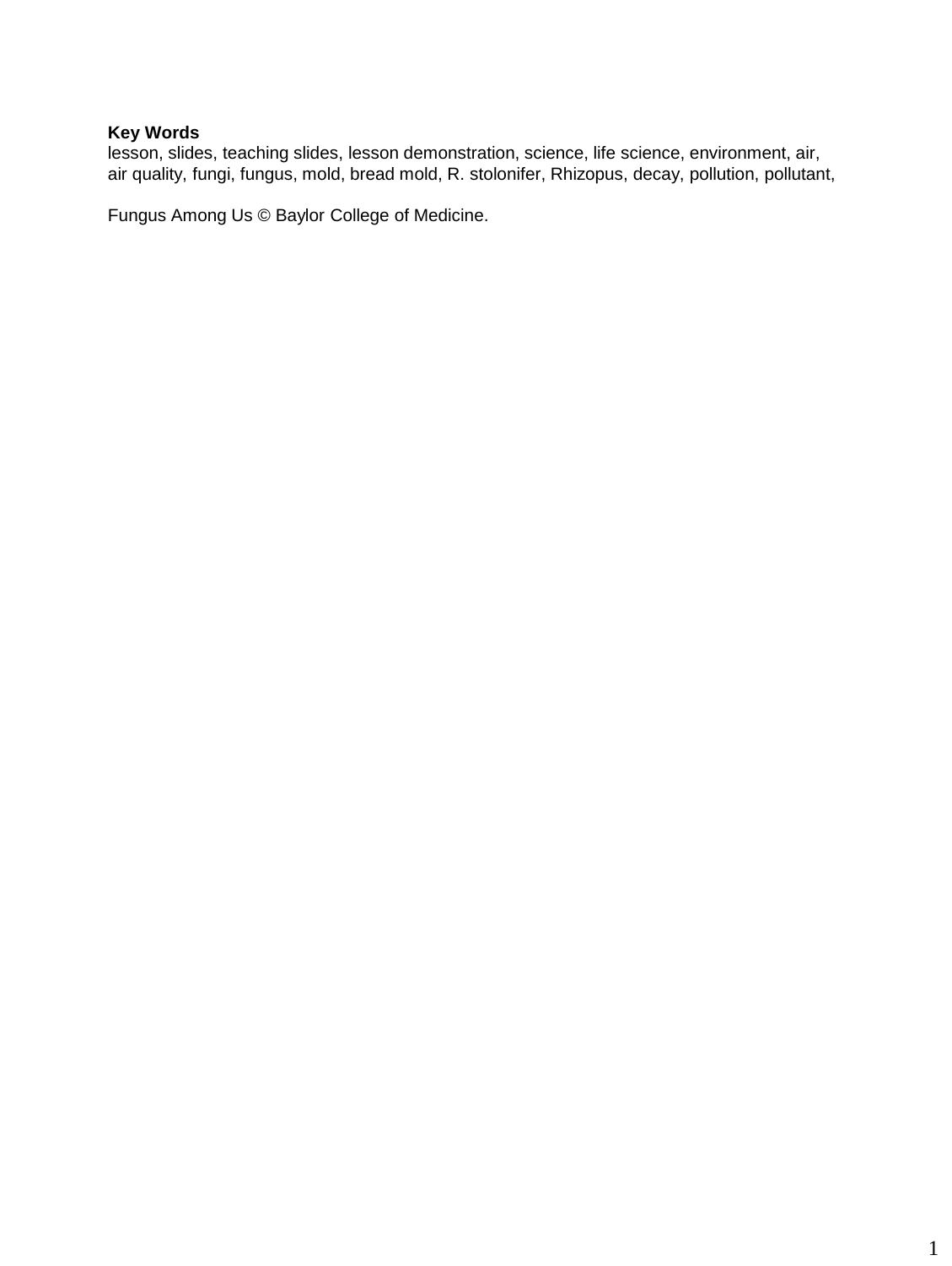**Key Words**
lesson, slides, teaching slides, lesson demonstration, science, life science, environment, air, air quality, fungi, fungus, mold, bread mold, R. stolonifer, Rhizopus, decay, pollution, pollutant,

Fungus Among Us © Baylor College of Medicine.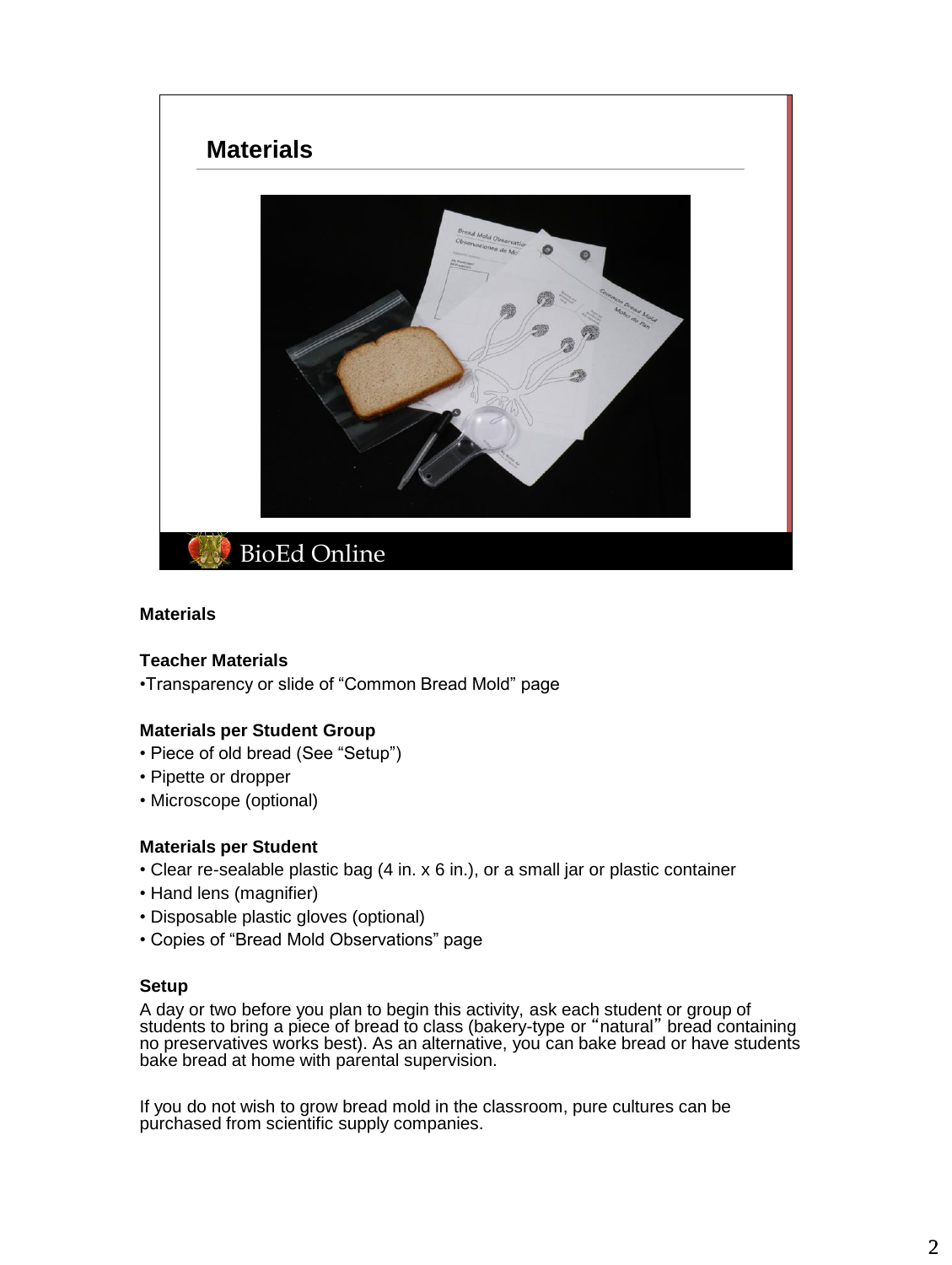## Materials

### Teacher Materials

- Transparency or slide of "Common Bread Mold" page

### Materials per Student Group

- Piece of old bread (See "Setup")
- Pipette or dropper
- Microscope (optional)

### Materials per Student

- Clear re-sealable plastic bag (4 in. x 6 in.), or a small jar or plastic container
- Hand lens (magnifier)
- Disposable plastic gloves (optional)
- Copies of "Bread Mold Observations" page

### Setup

A day or two before you plan to begin this activity, ask each student or group of students to bring a piece of bread to class (bakery-type or "natural" bread containing no preservatives works best). As an alternative, you can bake bread or have students bake bread at home with parental supervision.

If you do not wish to grow bread mold in the classroom, pure cultures can be purchased from scientific supply companies.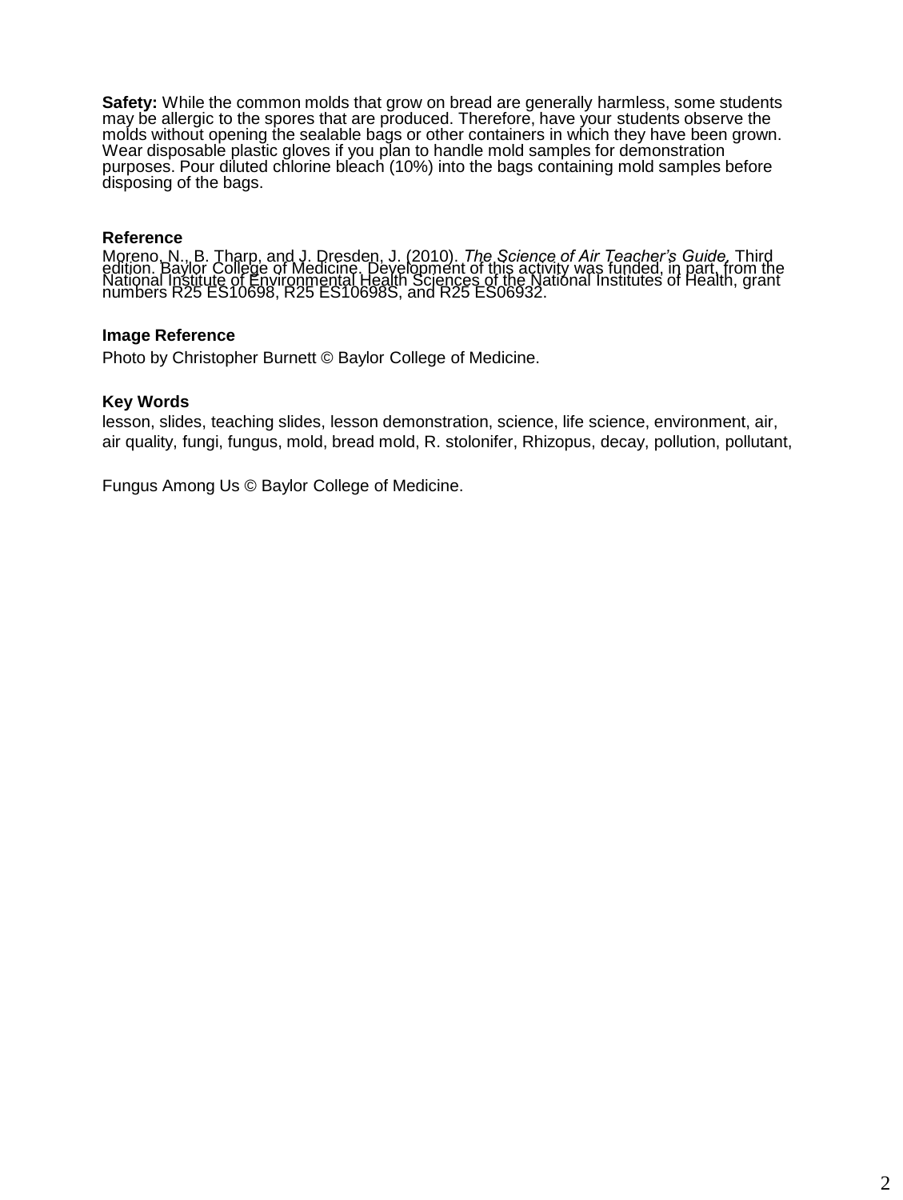**Safety:** While the common molds that grow on bread are generally harmless, some students may be allergic to the spores that are produced. Therefore, have your students observe the molds without opening the sealable bags or other containers in which they have been grown. Wear disposable plastic gloves if you plan to handle mold samples for demonstration purposes. Pour diluted chlorine bleach (10%) into the bags containing mold samples before disposing of the bags.

**Reference**

Moreno, N., B. Tharp, and J. Dresden, J. (2010). *The Science of Air Teacher's Guide,* Third edition. Baylor College of Medicine. Development of this activity was funded, in part, from the National Institute of Environmental Health Sciences of the National Institutes of Health, grant numbers R25 ES10698, R25 ES10698S, and R25 ES06932.

**Image Reference**

Photo by Christopher Burnett © Baylor College of Medicine.

**Key Words**

lesson, slides, teaching slides, lesson demonstration, science, life science, environment, air, air quality, fungi, fungus, mold, bread mold, R. stolonifer, Rhizopus, decay, pollution, pollutant,

Fungus Among Us © Baylor College of Medicine.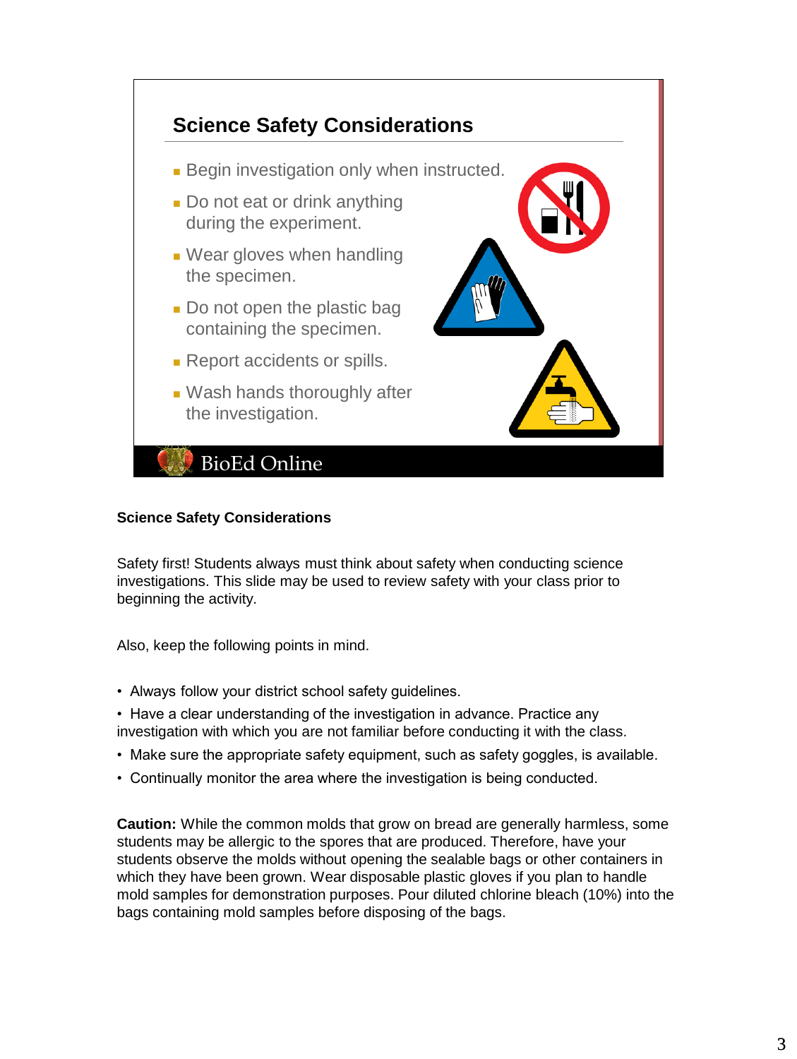## Science Safety Considerations

- Begin investigation only when instructed.
- Do not eat or drink anything during the experiment.
- Wear gloves when handling the specimen.
- Do not open the plastic bag containing the specimen.
- Report accidents or spills.
- Wash hands thoroughly after the investigation.

BioEd Online

**Science Safety Considerations**

Safety first! Students always must think about safety when conducting science investigations. This slide may be used to review safety with your class prior to beginning the activity.

Also, keep the following points in mind.

- Always follow your district school safety guidelines.
- Have a clear understanding of the investigation in advance. Practice any investigation with which you are not familiar before conducting it with the class.
- Make sure the appropriate safety equipment, such as safety goggles, is available.
- Continually monitor the area where the investigation is being conducted.

**Caution:** While the common molds that grow on bread are generally harmless, some students may be allergic to the spores that are produced. Therefore, have your students observe the molds without opening the sealable bags or other containers in which they have been grown. Wear disposable plastic gloves if you plan to handle mold samples for demonstration purposes. Pour diluted chlorine bleach (10%) into the bags containing mold samples before disposing of the bags.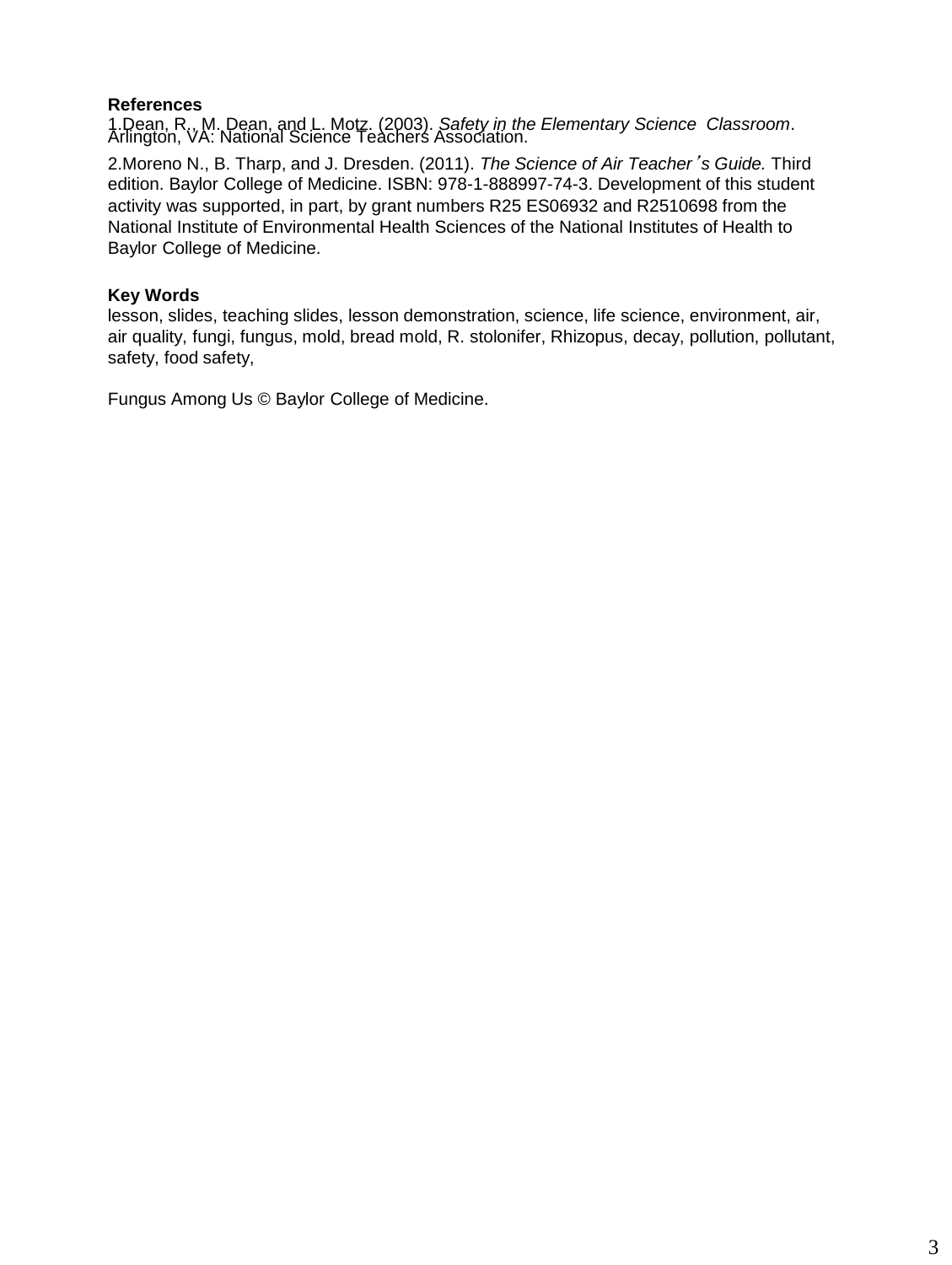**References**

1. Dean, R., M. Dean, and L. Motz. (2003). *Safety in the Elementary Science Classroom*. Arlington, VA: National Science Teachers Association.

2. Moreno N., B. Tharp, and J. Dresden. (2011). *The Science of Air Teacher's Guide.* Third edition. Baylor College of Medicine. ISBN: 978-1-888997-74-3. Development of this student activity was supported, in part, by grant numbers R25 ES06932 and R2510698 from the National Institute of Environmental Health Sciences of the National Institutes of Health to Baylor College of Medicine.

**Key Words**

lesson, slides, teaching slides, lesson demonstration, science, life science, environment, air, air quality, fungi, fungus, mold, bread mold, R. stolonifer, Rhizopus, decay, pollution, pollutant, safety, food safety,

Fungus Among Us © Baylor College of Medicine.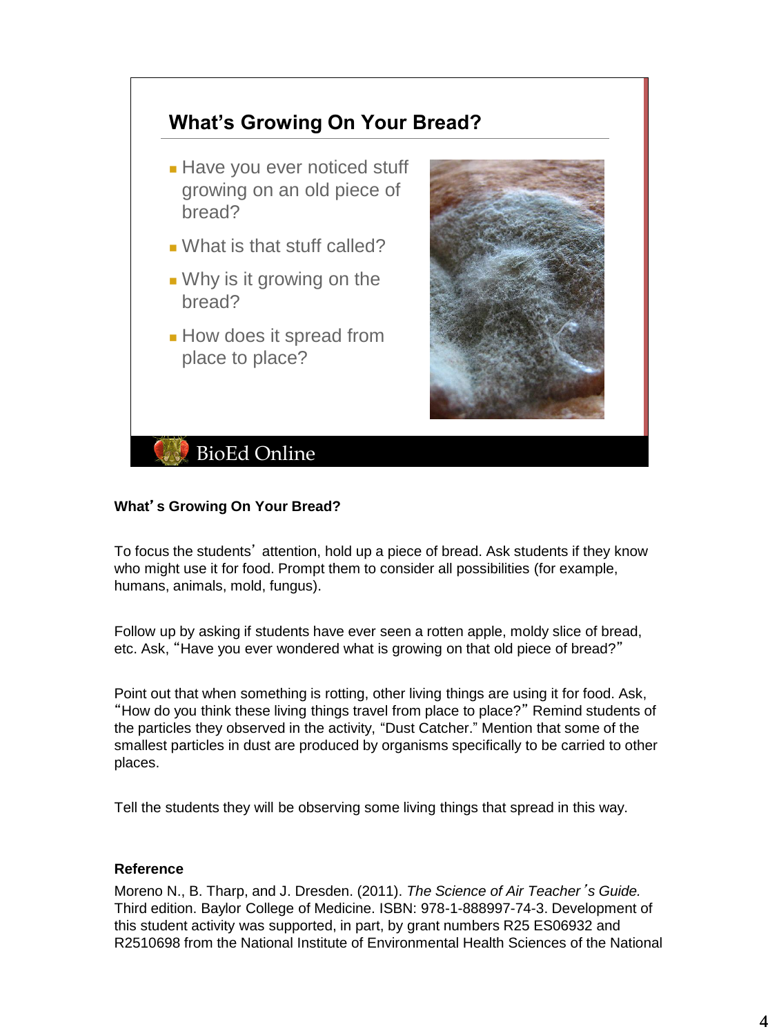## What's Growing On Your Bread?

- Have you ever noticed stuff growing on an old piece of bread?
- What is that stuff called?
- Why is it growing on the bread?
- How does it spread from place to place?

BioEd Online

**What's Growing On Your Bread?**

To focus the students' attention, hold up a piece of bread. Ask students if they know who might use it for food. Prompt them to consider all possibilities (for example, humans, animals, mold, fungus).

Follow up by asking if students have ever seen a rotten apple, moldy slice of bread, etc. Ask, "Have you ever wondered what is growing on that old piece of bread?"

Point out that when something is rotting, other living things are using it for food. Ask, "How do you think these living things travel from place to place?" Remind students of the particles they observed in the activity, "Dust Catcher." Mention that some of the smallest particles in dust are produced by organisms specifically to be carried to other places.

Tell the students they will be observing some living things that spread in this way.

**Reference**

Moreno N., B. Tharp, and J. Dresden. (2011). *The Science of Air Teacher's Guide.* Third edition. Baylor College of Medicine. ISBN: 978-1-888997-74-3. Development of this student activity was supported, in part, by grant numbers R25 ES06932 and R2510698 from the National Institute of Environmental Health Sciences of the National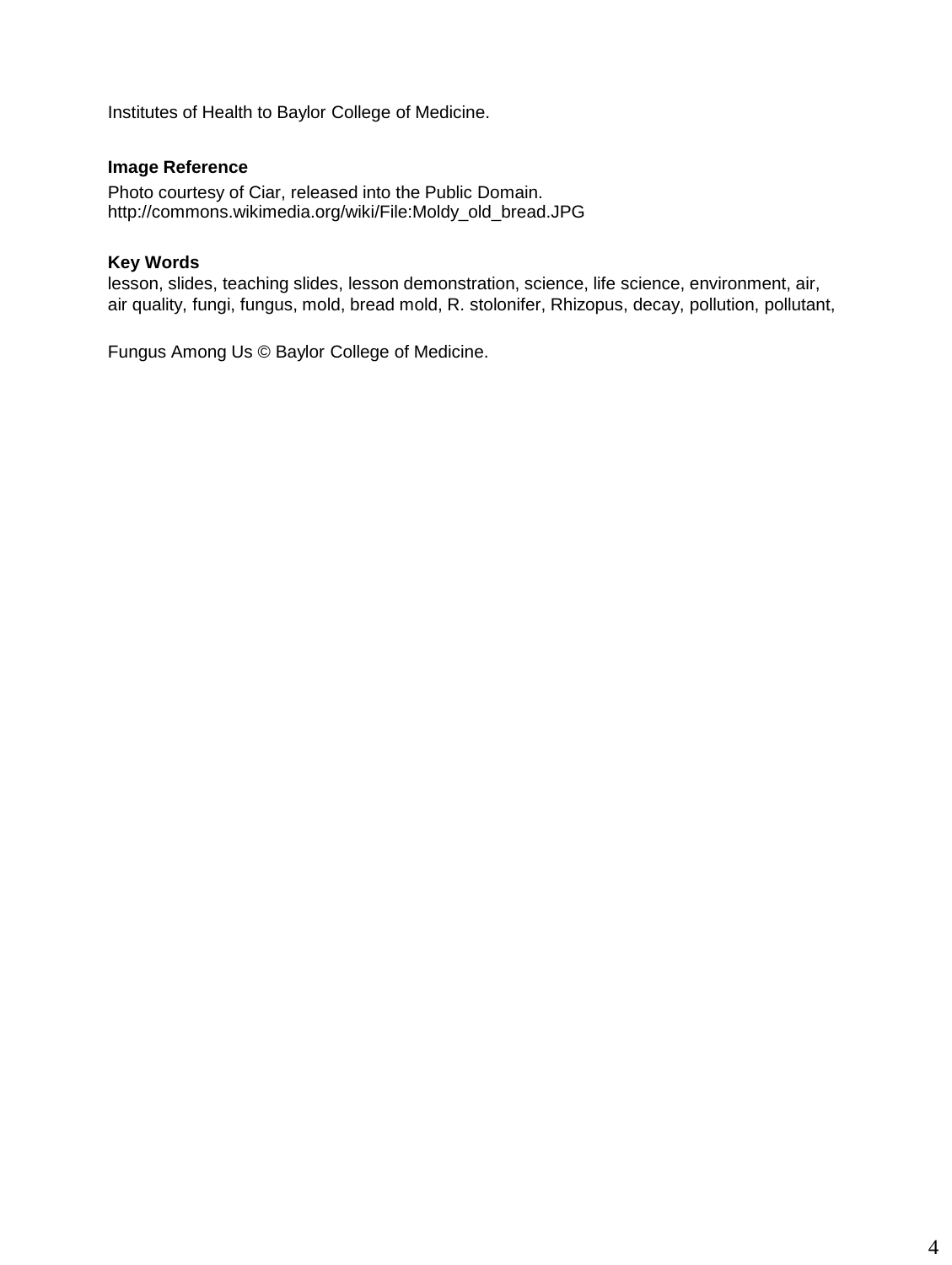Institutes of Health to Baylor College of Medicine.

**Image Reference**

Photo courtesy of Ciar, released into the Public Domain.
http://commons.wikimedia.org/wiki/File:Moldy_old_bread.JPG

**Key Words**

lesson, slides, teaching slides, lesson demonstration, science, life science, environment, air, air quality, fungi, fungus, mold, bread mold, R. stolonifer, Rhizopus, decay, pollution, pollutant,

Fungus Among Us © Baylor College of Medicine.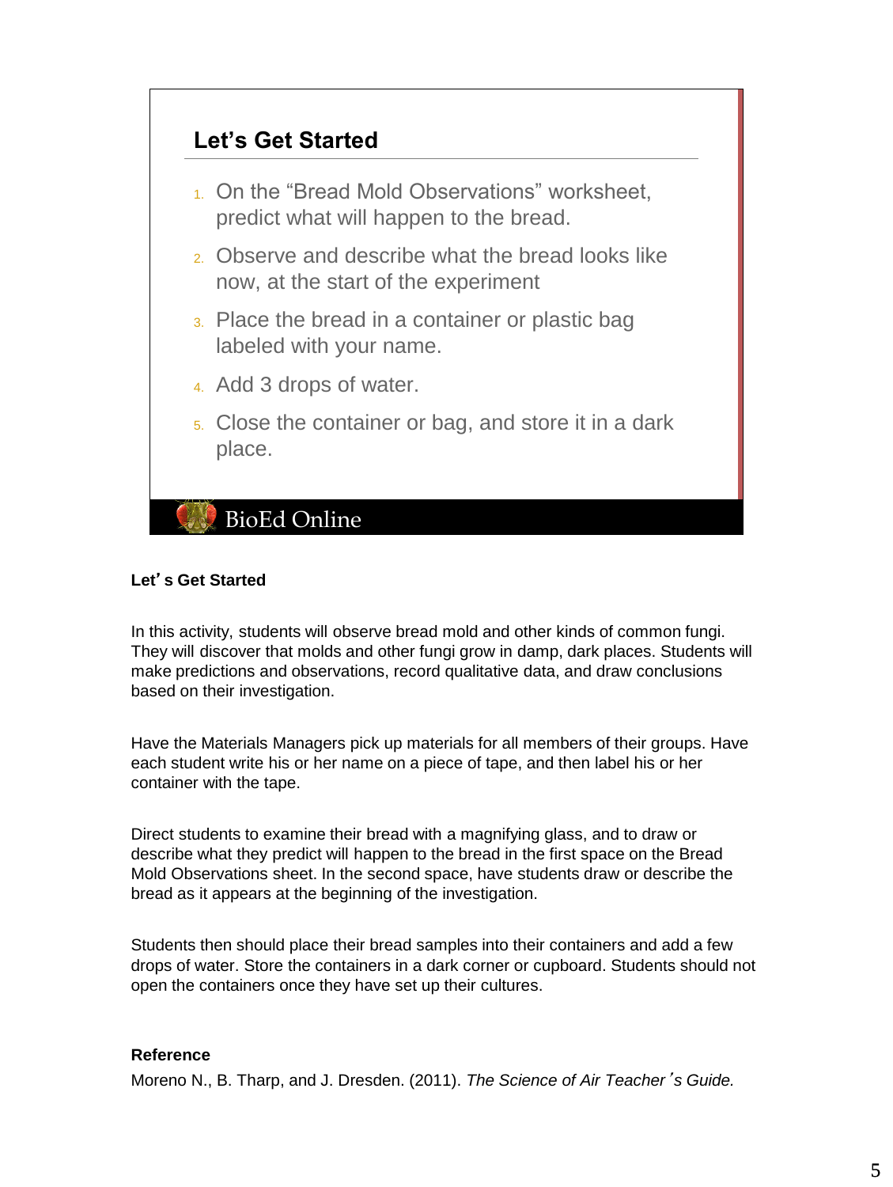## Let's Get Started

1. On the "Bread Mold Observations" worksheet, predict what will happen to the bread.
2. Observe and describe what the bread looks like now, at the start of the experiment
3. Place the bread in a container or plastic bag labeled with your name.
4. Add 3 drops of water.
5. Close the container or bag, and store it in a dark place.

BioEd Online

**Let's Get Started**

In this activity, students will observe bread mold and other kinds of common fungi. They will discover that molds and other fungi grow in damp, dark places. Students will make predictions and observations, record qualitative data, and draw conclusions based on their investigation.

Have the Materials Managers pick up materials for all members of their groups. Have each student write his or her name on a piece of tape, and then label his or her container with the tape.

Direct students to examine their bread with a magnifying glass, and to draw or describe what they predict will happen to the bread in the first space on the Bread Mold Observations sheet. In the second space, have students draw or describe the bread as it appears at the beginning of the investigation.

Students then should place their bread samples into their containers and add a few drops of water. Store the containers in a dark corner or cupboard. Students should not open the containers once they have set up their cultures.

**Reference**

Moreno N., B. Tharp, and J. Dresden. (2011). *The Science of Air Teacher's Guide.*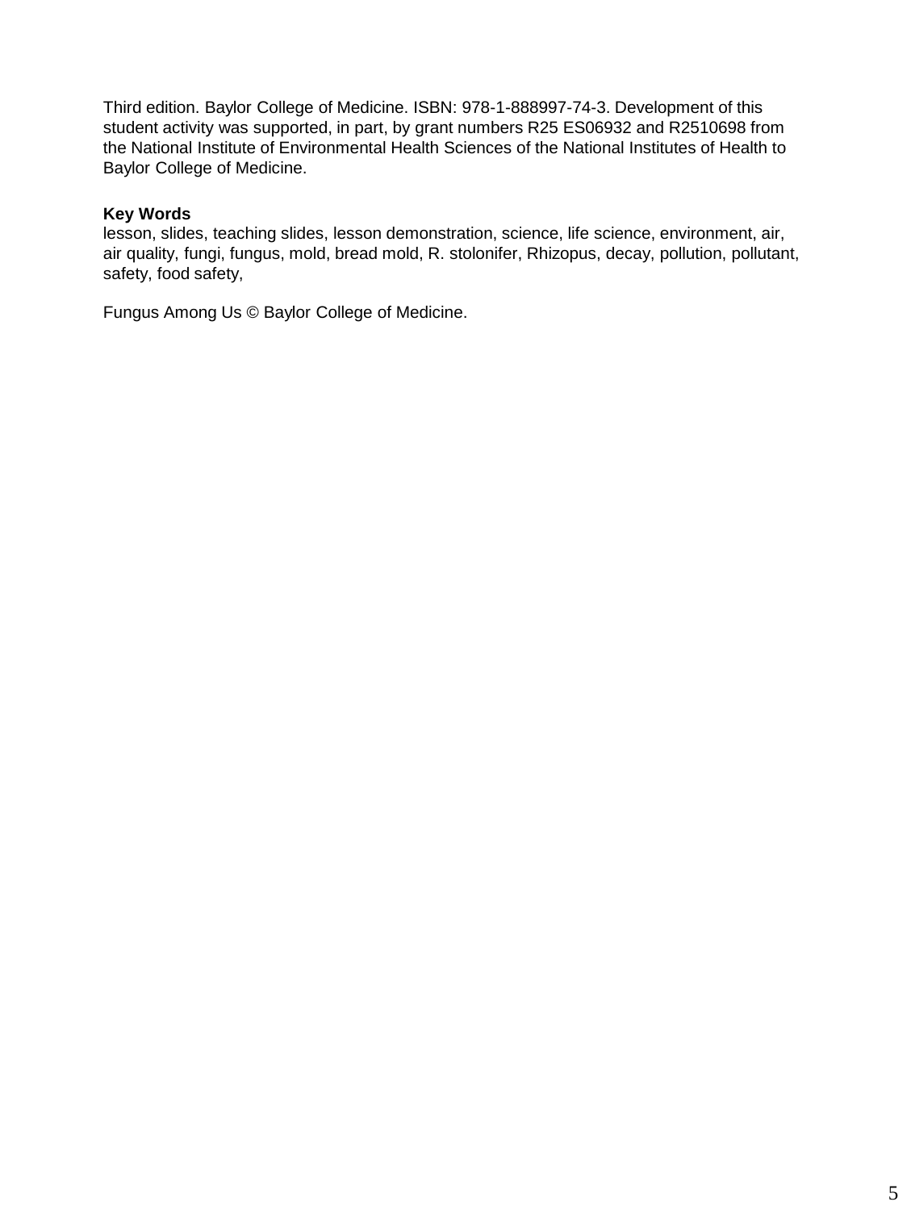Third edition. Baylor College of Medicine. ISBN: 978-1-888997-74-3. Development of this student activity was supported, in part, by grant numbers R25 ES06932 and R2510698 from the National Institute of Environmental Health Sciences of the National Institutes of Health to Baylor College of Medicine.

**Key Words**
lesson, slides, teaching slides, lesson demonstration, science, life science, environment, air, air quality, fungi, fungus, mold, bread mold, R. stolonifer, Rhizopus, decay, pollution, pollutant, safety, food safety,

Fungus Among Us © Baylor College of Medicine.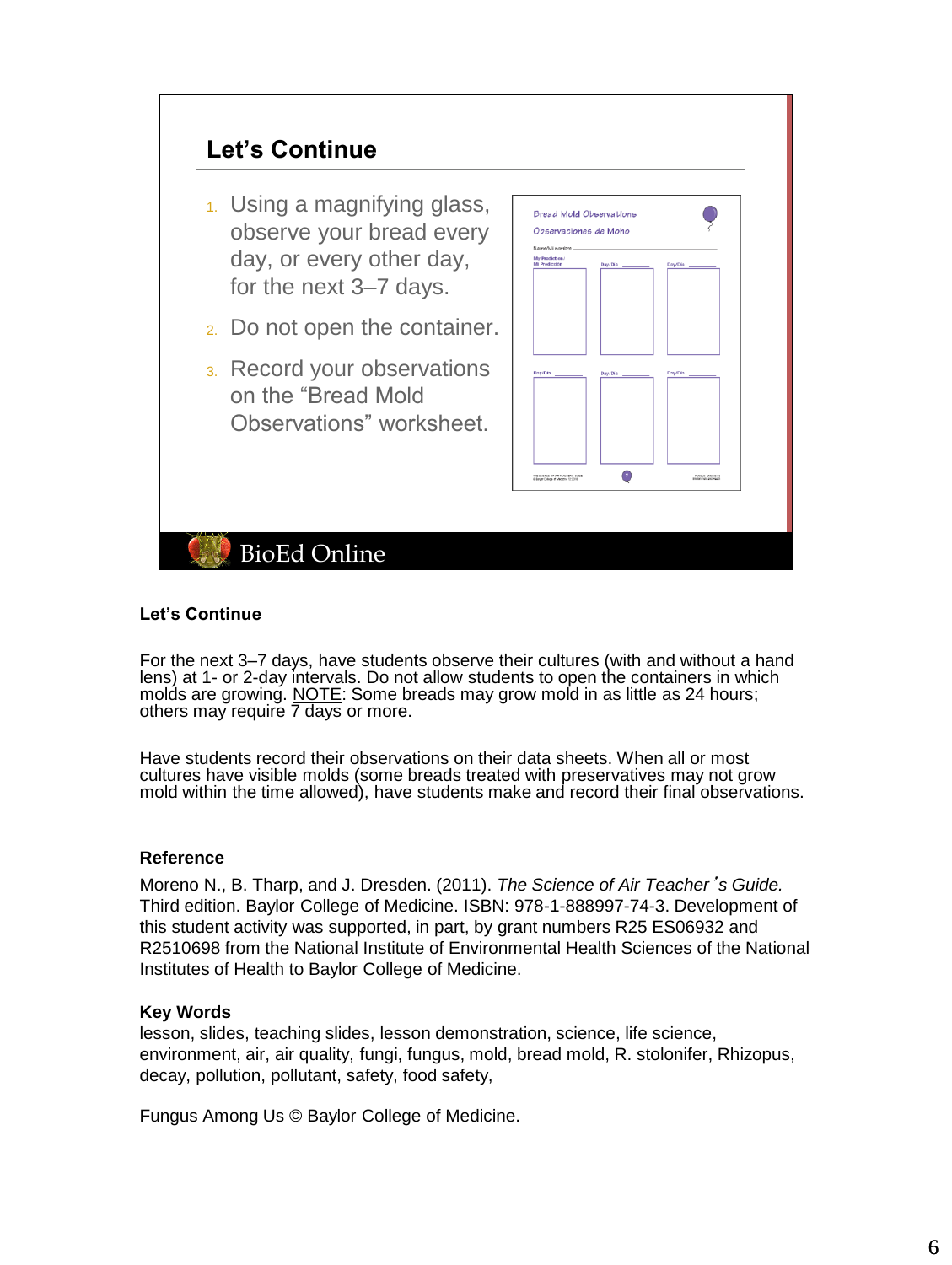## Let's Continue

1. Using a magnifying glass, observe your bread every day, or every other day, for the next 3–7 days.
2. Do not open the container.
3. Record your observations on the "Bread Mold Observations" worksheet.

BioEd Online

### Let's Continue

For the next 3–7 days, have students observe their cultures (with and without a hand lens) at 1- or 2-day intervals. Do not allow students to open the containers in which molds are growing. NOTE: Some breads may grow mold in as little as 24 hours; others may require 7 days or more.

Have students record their observations on their data sheets. When all or most cultures have visible molds (some breads treated with preservatives may not grow mold within the time allowed), have students make and record their final observations.

### Reference

Moreno N., B. Tharp, and J. Dresden. (2011). *The Science of Air Teacher's Guide.* Third edition. Baylor College of Medicine. ISBN: 978-1-888997-74-3. Development of this student activity was supported, in part, by grant numbers R25 ES06932 and R2510698 from the National Institute of Environmental Health Sciences of the National Institutes of Health to Baylor College of Medicine.

### Key Words

lesson, slides, teaching slides, lesson demonstration, science, life science, environment, air, air quality, fungi, fungus, mold, bread mold, R. stolonifer, Rhizopus, decay, pollution, pollutant, safety, food safety,

Fungus Among Us © Baylor College of Medicine.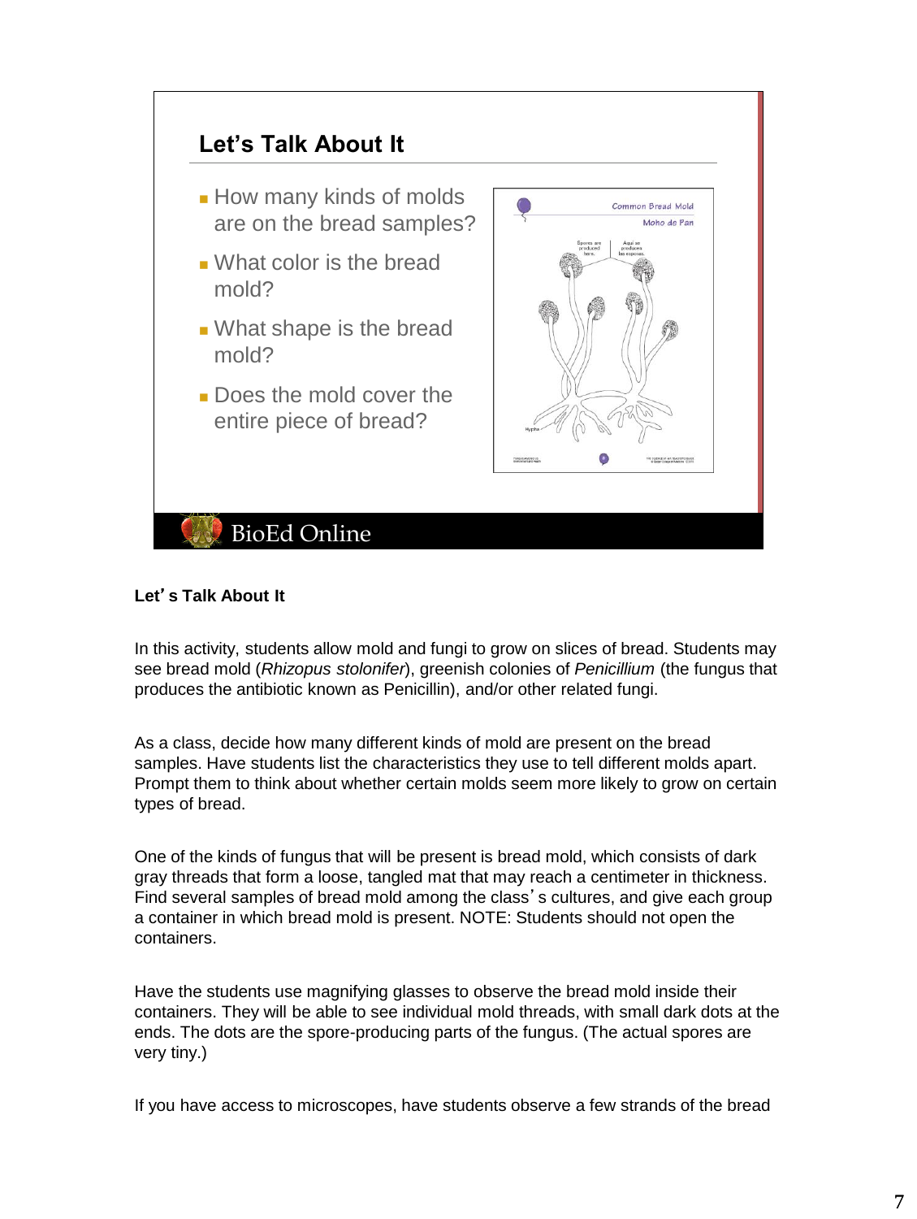## Let's Talk About It

- How many kinds of molds are on the bread samples?
- What color is the bread mold?
- What shape is the bread mold?
- Does the mold cover the entire piece of bread?

Common Bread Mold

Moho de Pan

Spores are produced here.

Aquí se producen las esporas.

Hypha

BioEd Online

**Let's Talk About It**

In this activity, students allow mold and fungi to grow on slices of bread. Students may see bread mold (*Rhizopus stolonifer*), greenish colonies of *Penicillium* (the fungus that produces the antibiotic known as Penicillin), and/or other related fungi.

As a class, decide how many different kinds of mold are present on the bread samples. Have students list the characteristics they use to tell different molds apart. Prompt them to think about whether certain molds seem more likely to grow on certain types of bread.

One of the kinds of fungus that will be present is bread mold, which consists of dark gray threads that form a loose, tangled mat that may reach a centimeter in thickness. Find several samples of bread mold among the class's cultures, and give each group a container in which bread mold is present. NOTE: Students should not open the containers.

Have the students use magnifying glasses to observe the bread mold inside their containers. They will be able to see individual mold threads, with small dark dots at the ends. The dots are the spore-producing parts of the fungus. (The actual spores are very tiny.)

If you have access to microscopes, have students observe a few strands of the bread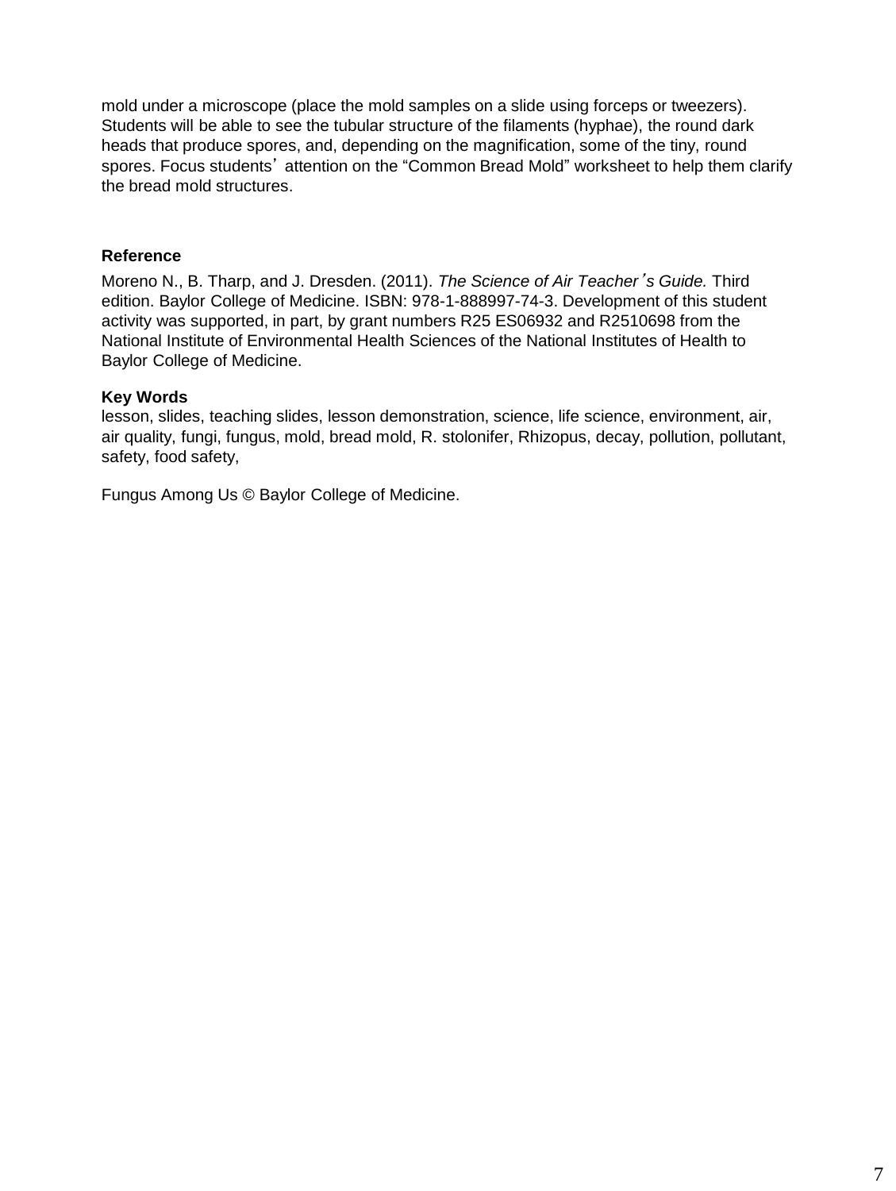mold under a microscope (place the mold samples on a slide using forceps or tweezers). Students will be able to see the tubular structure of the filaments (hyphae), the round dark heads that produce spores, and, depending on the magnification, some of the tiny, round spores. Focus students' attention on the "Common Bread Mold" worksheet to help them clarify the bread mold structures.

**Reference**

Moreno N., B. Tharp, and J. Dresden. (2011). *The Science of Air Teacher's Guide.* Third edition. Baylor College of Medicine. ISBN: 978-1-888997-74-3. Development of this student activity was supported, in part, by grant numbers R25 ES06932 and R2510698 from the National Institute of Environmental Health Sciences of the National Institutes of Health to Baylor College of Medicine.

**Key Words**

lesson, slides, teaching slides, lesson demonstration, science, life science, environment, air, air quality, fungi, fungus, mold, bread mold, R. stolonifer, Rhizopus, decay, pollution, pollutant, safety, food safety,

Fungus Among Us © Baylor College of Medicine.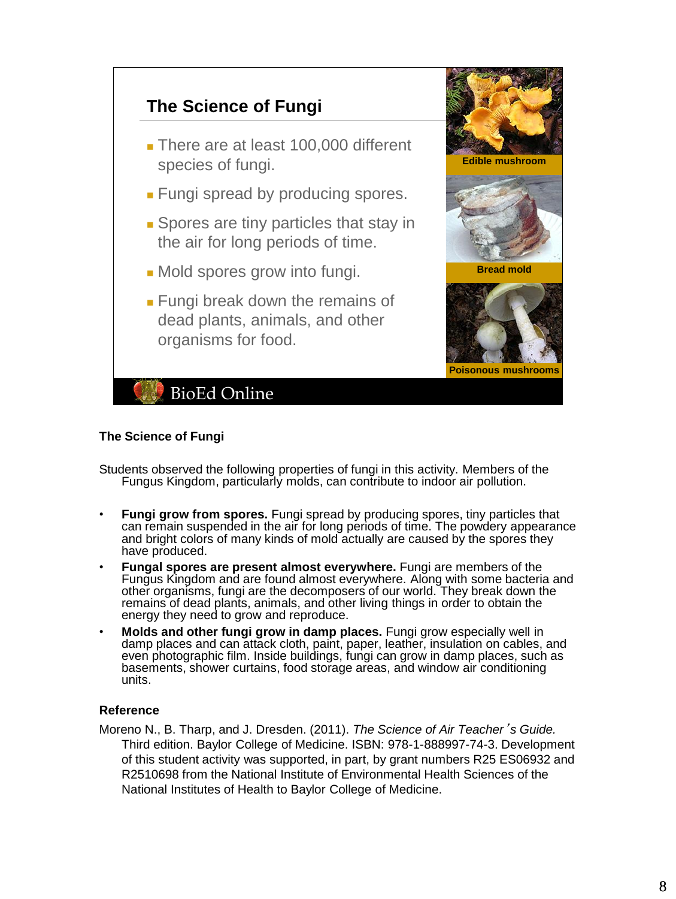## The Science of Fungi

- There are at least 100,000 different species of fungi.
- Fungi spread by producing spores.
- Spores are tiny particles that stay in the air for long periods of time.
- Mold spores grow into fungi.
- Fungi break down the remains of dead plants, animals, and other organisms for food.

Edible mushroom

Bread mold

Poisonous mushrooms

BioEd Online

### The Science of Fungi

Students observed the following properties of fungi in this activity. Members of the Fungus Kingdom, particularly molds, can contribute to indoor air pollution.

- **Fungi grow from spores.** Fungi spread by producing spores, tiny particles that can remain suspended in the air for long periods of time. The powdery appearance and bright colors of many kinds of mold actually are caused by the spores they have produced.
- **Fungal spores are present almost everywhere.** Fungi are members of the Fungus Kingdom and are found almost everywhere. Along with some bacteria and other organisms, fungi are the decomposers of our world. They break down the remains of dead plants, animals, and other living things in order to obtain the energy they need to grow and reproduce.
- **Molds and other fungi grow in damp places.** Fungi grow especially well in damp places and can attack cloth, paint, paper, leather, insulation on cables, and even photographic film. Inside buildings, fungi can grow in damp places, such as basements, shower curtains, food storage areas, and window air conditioning units.

### Reference

Moreno N., B. Tharp, and J. Dresden. (2011). *The Science of Air Teacher's Guide.* Third edition. Baylor College of Medicine. ISBN: 978-1-888997-74-3. Development of this student activity was supported, in part, by grant numbers R25 ES06932 and R2510698 from the National Institute of Environmental Health Sciences of the National Institutes of Health to Baylor College of Medicine.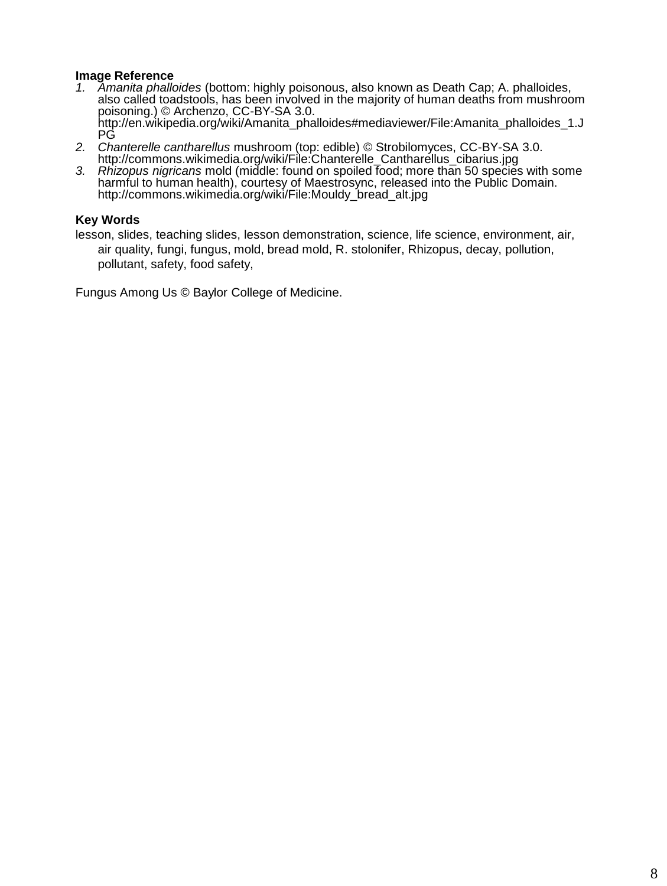**Image Reference**

1. *Amanita phalloides* (bottom: highly poisonous, also known as Death Cap; A. phalloides, also called toadstools, has been involved in the majority of human deaths from mushroom poisoning.) © Archenzo, CC-BY-SA 3.0. http://en.wikipedia.org/wiki/Amanita_phalloides#mediaviewer/File:Amanita_phalloides_1.JPG
2. *Chanterelle cantharellus* mushroom (top: edible) © Strobilomyces, CC-BY-SA 3.0. http://commons.wikimedia.org/wiki/File:Chanterelle_Cantharellus_cibarius.jpg
3. *Rhizopus nigricans* mold (middle: found on spoiled food; more than 50 species with some harmful to human health), courtesy of Maestrosync, released into the Public Domain. http://commons.wikimedia.org/wiki/File:Mouldy_bread_alt.jpg

**Key Words**

lesson, slides, teaching slides, lesson demonstration, science, life science, environment, air, air quality, fungi, fungus, mold, bread mold, R. stolonifer, Rhizopus, decay, pollution, pollutant, safety, food safety,

Fungus Among Us © Baylor College of Medicine.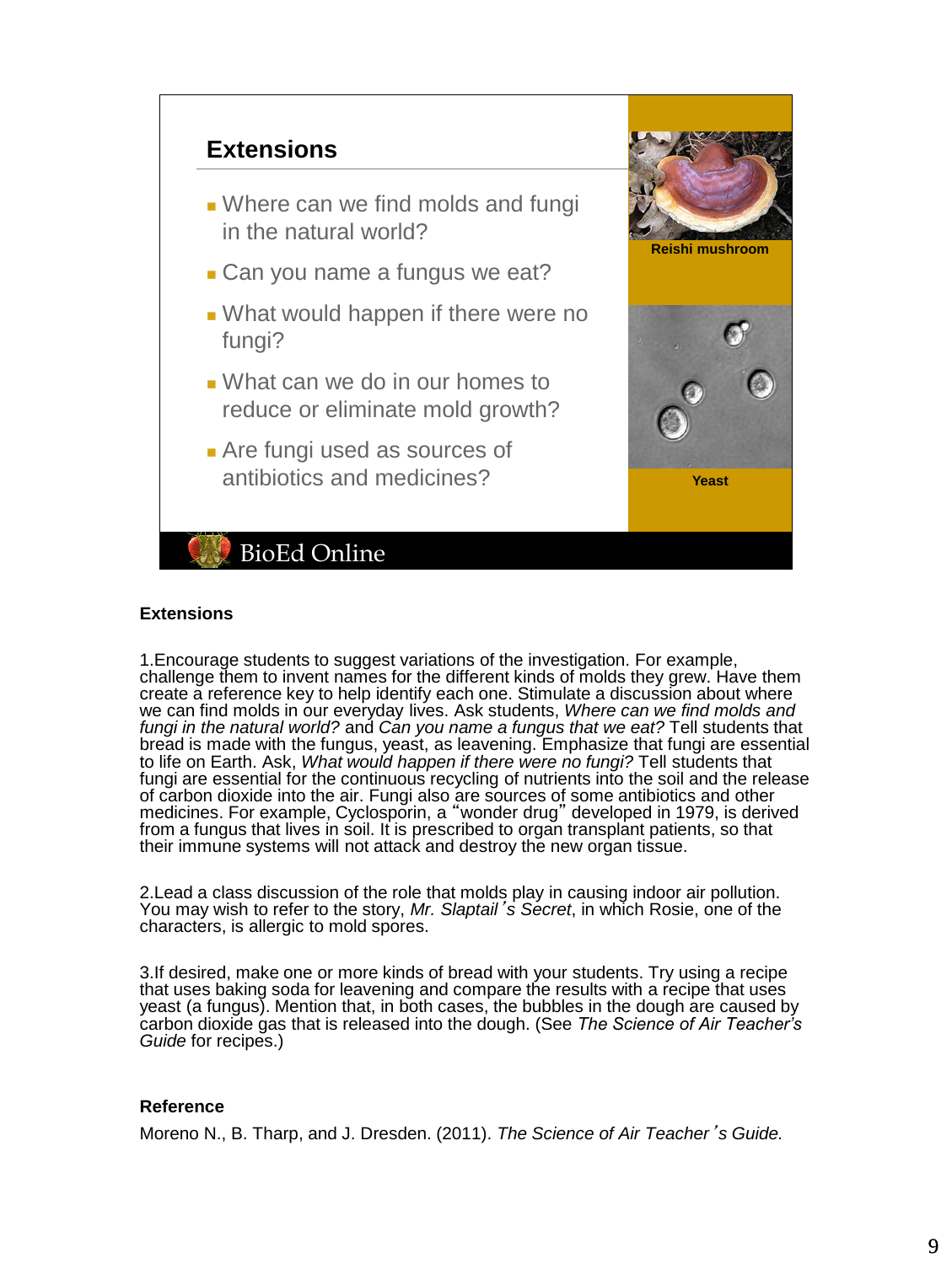## Extensions

- Where can we find molds and fungi in the natural world?
- Can you name a fungus we eat?
- What would happen if there were no fungi?
- What can we do in our homes to reduce or eliminate mold growth?
- Are fungi used as sources of antibiotics and medicines?

Reishi mushroom

Yeast

BioEd Online

**Extensions**

1. Encourage students to suggest variations of the investigation. For example, challenge them to invent names for the different kinds of molds they grew. Have them create a reference key to help identify each one. Stimulate a discussion about where we can find molds in our everyday lives. Ask students, *Where can we find molds and fungi in the natural world?* and *Can you name a fungus that we eat?* Tell students that bread is made with the fungus, yeast, as leavening. Emphasize that fungi are essential to life on Earth. Ask, *What would happen if there were no fungi?* Tell students that fungi are essential for the continuous recycling of nutrients into the soil and the release of carbon dioxide into the air. Fungi also are sources of some antibiotics and other medicines. For example, Cyclosporin, a "wonder drug" developed in 1979, is derived from a fungus that lives in soil. It is prescribed to organ transplant patients, so that their immune systems will not attack and destroy the new organ tissue.

2. Lead a class discussion of the role that molds play in causing indoor air pollution. You may wish to refer to the story, *Mr. Slaptail's Secret*, in which Rosie, one of the characters, is allergic to mold spores.

3. If desired, make one or more kinds of bread with your students. Try using a recipe that uses baking soda for leavening and compare the results with a recipe that uses yeast (a fungus). Mention that, in both cases, the bubbles in the dough are caused by carbon dioxide gas that is released into the dough. (See *The Science of Air Teacher's Guide* for recipes.)

**Reference**

Moreno N., B. Tharp, and J. Dresden. (2011). *The Science of Air Teacher's Guide.*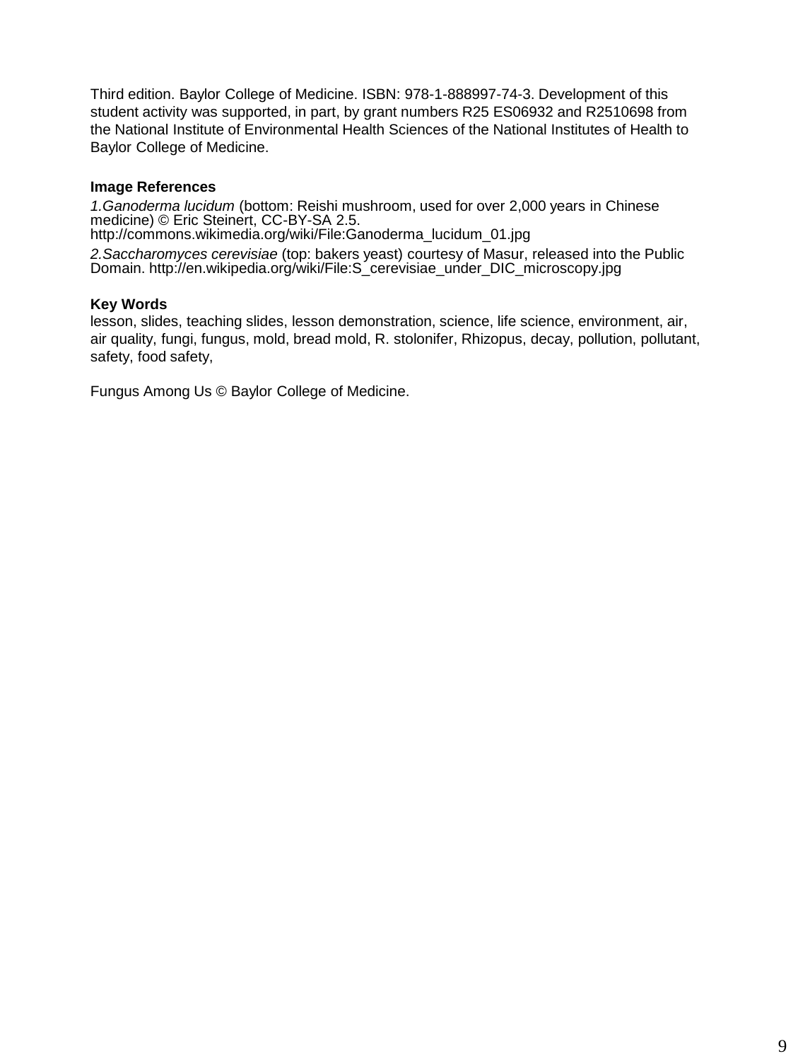Third edition. Baylor College of Medicine. ISBN: 978-1-888997-74-3. Development of this student activity was supported, in part, by grant numbers R25 ES06932 and R2510698 from the National Institute of Environmental Health Sciences of the National Institutes of Health to Baylor College of Medicine.

**Image References**

*1.Ganoderma lucidum* (bottom: Reishi mushroom, used for over 2,000 years in Chinese medicine) © Eric Steinert, CC-BY-SA 2.5.
http://commons.wikimedia.org/wiki/File:Ganoderma_lucidum_01.jpg

*2.Saccharomyces cerevisiae* (top: bakers yeast) courtesy of Masur, released into the Public Domain. http://en.wikipedia.org/wiki/File:S_cerevisiae_under_DIC_microscopy.jpg

**Key Words**

lesson, slides, teaching slides, lesson demonstration, science, life science, environment, air, air quality, fungi, fungus, mold, bread mold, R. stolonifer, Rhizopus, decay, pollution, pollutant, safety, food safety,

Fungus Among Us © Baylor College of Medicine.